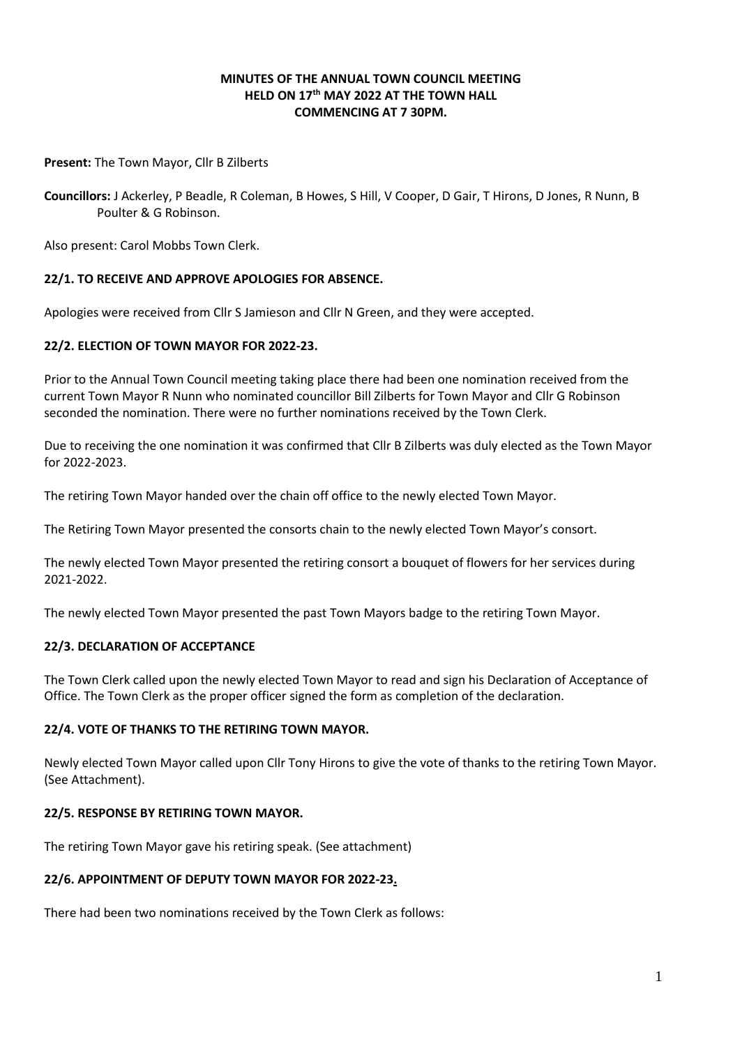# MINUTES OF THE ANNUAL TOWN COUNCIL MEETING HELD ON 17th MAY 2022 AT THE TOWN HALL COMMENCING AT 7 30PM.

**Present:** The Town Mayor, Cllr B Zilberts

**Councillors:** J Ackerley, P Beadle, R Coleman, B Howes, S Hill, V Cooper, D Gair, T Hirons, D Jones, R Nunn, B Poulter & G Robinson.

Also present: Carol Mobbs Town Clerk.

### 22/1. TO RECEIVE AND APPROVE APOLOGIES FOR ABSENCE.

Apologies were received from Cllr S Jamieson and Cllr N Green, and they were accepted.

### 22/2. ELECTION OF TOWN MAYOR FOR 2022-23.

Prior to the Annual Town Council meeting taking place there had been one nomination received from the current Town Mayor R Nunn who nominated councillor Bill Zilberts for Town Mayor and Cllr G Robinson seconded the nomination. There were no further nominations received by the Town Clerk.

Due to receiving the one nomination it was confirmed that Cllr B Zilberts was duly elected as the Town Mayor for 2022-2023.

The retiring Town Mayor handed over the chain off office to the newly elected Town Mayor.

The Retiring Town Mayor presented the consorts chain to the newly elected Town Mayor's consort.

The newly elected Town Mayor presented the retiring consort a bouquet of flowers for her services during 2021-2022.

The newly elected Town Mayor presented the past Town Mayors badge to the retiring Town Mayor.

### 22/3. DECLARATION OF ACCEPTANCE

The Town Clerk called upon the newly elected Town Mayor to read and sign his Declaration of Acceptance of Office. The Town Clerk as the proper officer signed the form as completion of the declaration.

### 22/4. VOTE OF THANKS TO THE RETIRING TOWN MAYOR.

Newly elected Town Mayor called upon Cllr Tony Hirons to give the vote of thanks to the retiring Town Mayor. (See Attachment).

### 22/5. RESPONSE BY RETIRING TOWN MAYOR.

The retiring Town Mayor gave his retiring speak. (See attachment)

### 22/6. APPOINTMENT OF DEPUTY TOWN MAYOR FOR 2022-23.

There had been two nominations received by the Town Clerk as follows: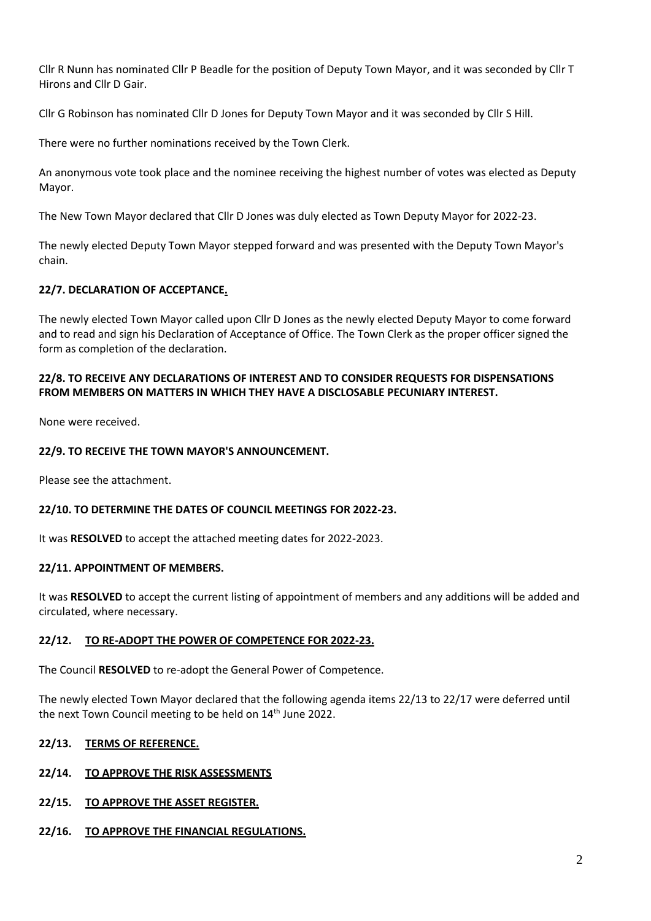Cllr R Nunn has nominated Cllr P Beadle for the position of Deputy Town Mayor, and it was seconded by Cllr T Hirons and Cllr D Gair.

Cllr G Robinson has nominated Cllr D Jones for Deputy Town Mayor and it was seconded by Cllr S Hill.

There were no further nominations received by the Town Clerk.

An anonymous vote took place and the nominee receiving the highest number of votes was elected as Deputy Mayor.

The New Town Mayor declared that Cllr D Jones was duly elected as Town Deputy Mayor for 2022-23.

The newly elected Deputy Town Mayor stepped forward and was presented with the Deputy Town Mayor's chain.

**22/7. DECLARATION OF ACCEPTANCE.**

The newly elected Town Mayor called upon Cllr D Jones as the newly elected Deputy Mayor to come forward and to read and sign his Declaration of Acceptance of Office. The Town Clerk as the proper officer signed the form as completion of the declaration.

**22/8. TO RECEIVE ANY DECLARATIONS OF INTEREST AND TO CONSIDER REQUESTS FOR DISPENSATIONS FROM MEMBERS ON MATTERS IN WHICH THEY HAVE A DISCLOSABLE PECUNIARY INTEREST.**

None were received.

**22/9. TO RECEIVE THE TOWN MAYOR'S ANNOUNCEMENT.**

Please see the attachment.

**22/10. TO DETERMINE THE DATES OF COUNCIL MEETINGS FOR 2022-23.**

It was **RESOLVED** to accept the attached meeting dates for 2022-2023.

**22/11. APPOINTMENT OF MEMBERS.**

It was **RESOLVED** to accept the current listing of appointment of members and any additions will be added and circulated, where necessary.

**22/12. TO RE-ADOPT THE POWER OF COMPETENCE FOR 2022-23.**

The Council **RESOLVED** to re-adopt the General Power of Competence.

The newly elected Town Mayor declared that the following agenda items 22/13 to 22/17 were deferred until the next Town Council meeting to be held on 14th June 2022.

**22/13. TERMS OF REFERENCE.**

**22/14. TO APPROVE THE RISK ASSESSMENTS**

**22/15. TO APPROVE THE ASSET REGISTER.**

**22/16. TO APPROVE THE FINANCIAL REGULATIONS.**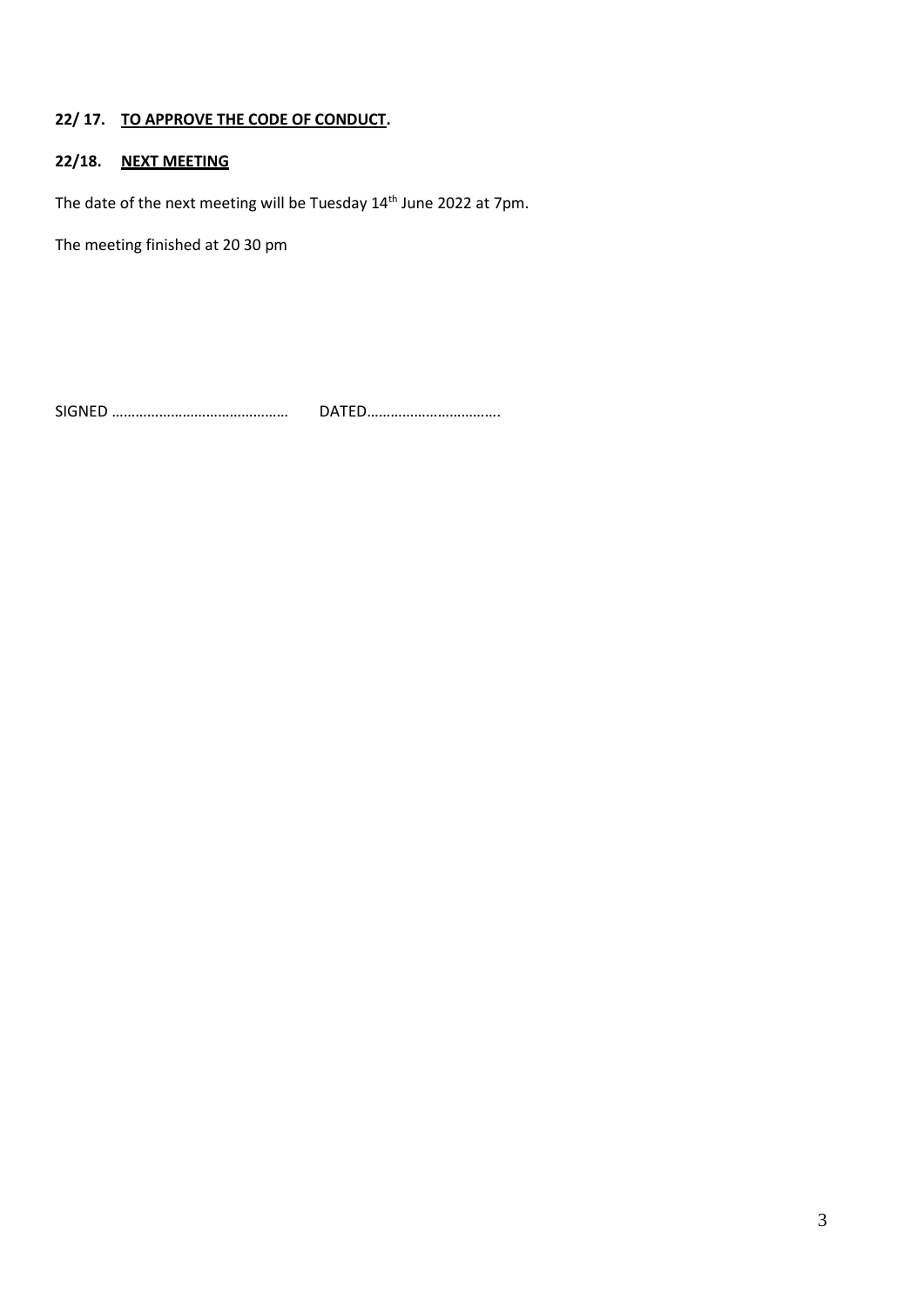**22/ 17. <u>TO APPROVE THE CODE OF CONDUCT</u>.**

**22/18. <u>NEXT MEETING</u>**

The date of the next meeting will be Tuesday 14th June 2022 at 7pm.

The meeting finished at 20 30 pm

SIGNED …………………………………… DATED…………………………….